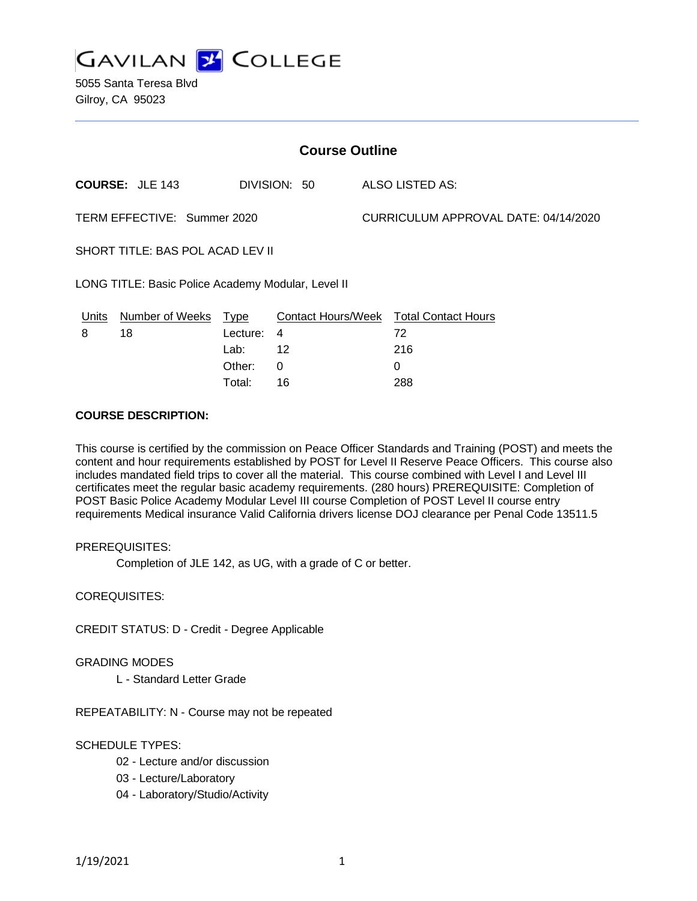# GAVILAN COLLEGE

5055 Santa Teresa Blvd
Gilroy, CA 95023

## Course Outline

**COURSE:** JLE 143 DIVISION: 50 ALSO LISTED AS:

TERM EFFECTIVE: Summer 2020 CURRICULUM APPROVAL DATE: 04/14/2020

SHORT TITLE: BAS POL ACAD LEV II

LONG TITLE: Basic Police Academy Modular, Level II

| Units | Number of Weeks | Type | Contact Hours/Week | Total Contact Hours |
|---|---|---|---|---|
| 8 | 18 | Lecture: | 4 | 72 |
| | | Lab: | 12 | 216 |
| | | Other: | 0 | 0 |
| | | Total: | 16 | 288 |

**COURSE DESCRIPTION:**

This course is certified by the commission on Peace Officer Standards and Training (POST) and meets the content and hour requirements established by POST for Level II Reserve Peace Officers. This course also includes mandated field trips to cover all the material. This course combined with Level I and Level III certificates meet the regular basic academy requirements. (280 hours) PREREQUISITE: Completion of POST Basic Police Academy Modular Level III course Completion of POST Level II course entry requirements Medical insurance Valid California drivers license DOJ clearance per Penal Code 13511.5

PREREQUISITES:

Completion of JLE 142, as UG, with a grade of C or better.

COREQUISITES:

CREDIT STATUS: D - Credit - Degree Applicable

GRADING MODES

L - Standard Letter Grade

REPEATABILITY: N - Course may not be repeated

SCHEDULE TYPES:

02 - Lecture and/or discussion

03 - Lecture/Laboratory

04 - Laboratory/Studio/Activity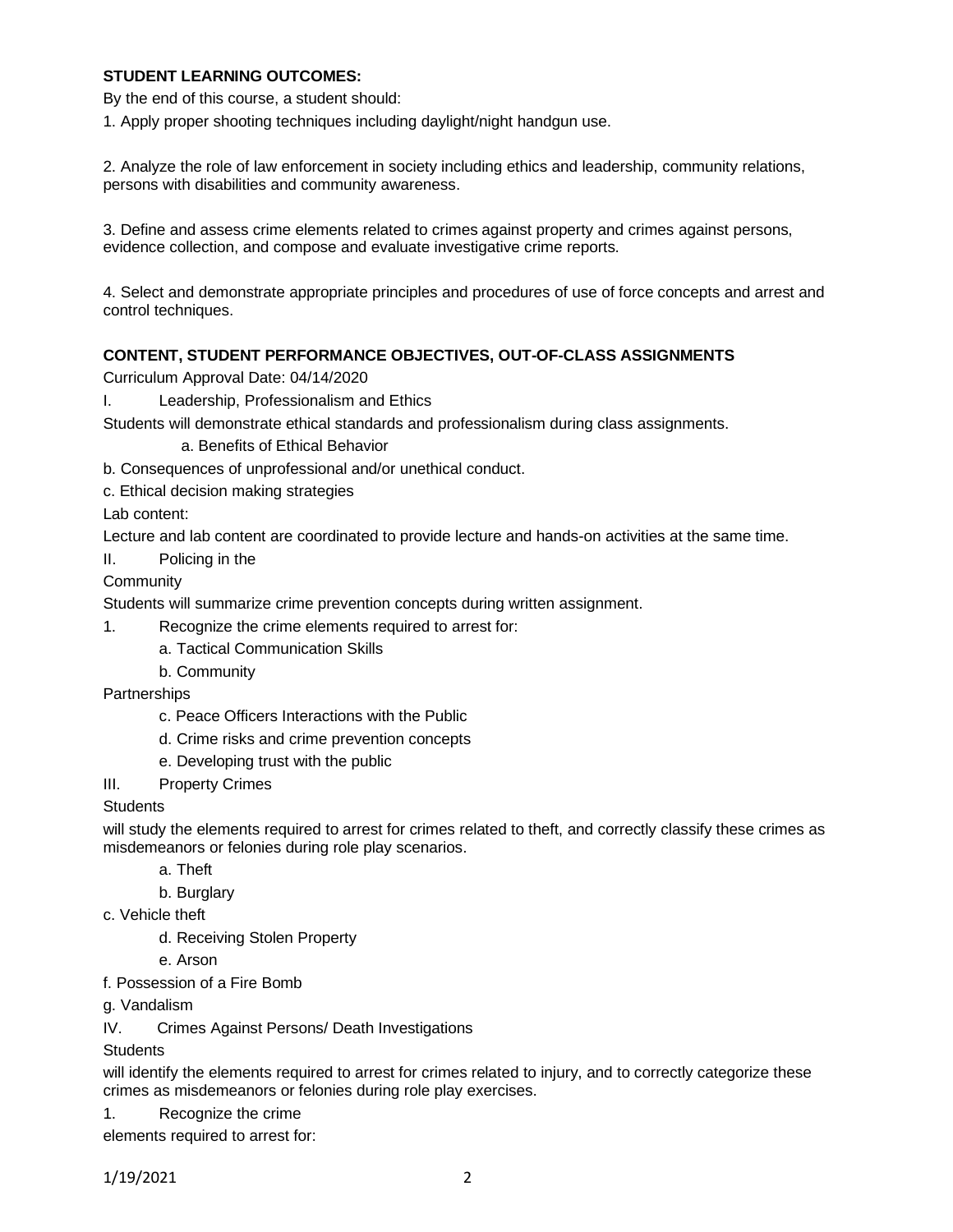**STUDENT LEARNING OUTCOMES:**

By the end of this course, a student should:

1. Apply proper shooting techniques including daylight/night handgun use.

2. Analyze the role of law enforcement in society including ethics and leadership, community relations, persons with disabilities and community awareness.

3. Define and assess crime elements related to crimes against property and crimes against persons, evidence collection, and compose and evaluate investigative crime reports.

4. Select and demonstrate appropriate principles and procedures of use of force concepts and arrest and control techniques.

**CONTENT, STUDENT PERFORMANCE OBJECTIVES, OUT-OF-CLASS ASSIGNMENTS**

Curriculum Approval Date: 04/14/2020

I. Leadership, Professionalism and Ethics

Students will demonstrate ethical standards and professionalism during class assignments.

a. Benefits of Ethical Behavior

b. Consequences of unprofessional and/or unethical conduct.

c. Ethical decision making strategies

Lab content:

Lecture and lab content are coordinated to provide lecture and hands-on activities at the same time.

II. Policing in the Community

Students will summarize crime prevention concepts during written assignment.

1. Recognize the crime elements required to arrest for:

a. Tactical Communication Skills

b. Community Partnerships

c. Peace Officers Interactions with the Public

d. Crime risks and crime prevention concepts

e. Developing trust with the public

III. Property Crimes

Students will study the elements required to arrest for crimes related to theft, and correctly classify these crimes as misdemeanors or felonies during role play scenarios.

a. Theft

b. Burglary

c. Vehicle theft

d. Receiving Stolen Property

e. Arson

f. Possession of a Fire Bomb

g. Vandalism

IV. Crimes Against Persons/ Death Investigations

Students will identify the elements required to arrest for crimes related to injury, and to correctly categorize these crimes as misdemeanors or felonies during role play exercises.

1. Recognize the crime elements required to arrest for: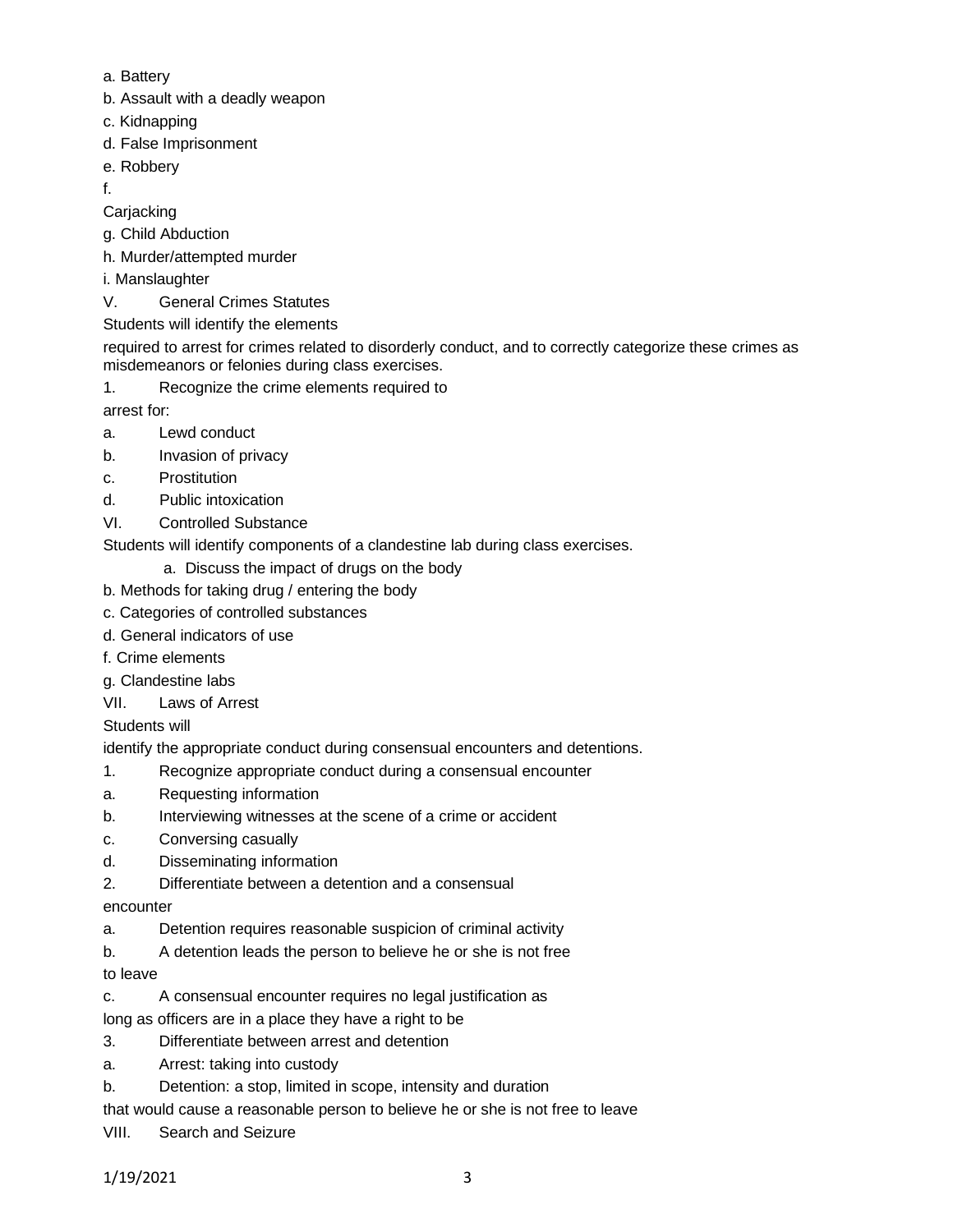a. Battery

b. Assault with a deadly weapon

c. Kidnapping

d. False Imprisonment

e. Robbery

f. Carjacking

g. Child Abduction

h. Murder/attempted murder

i. Manslaughter

V. General Crimes Statutes

Students will identify the elements required to arrest for crimes related to disorderly conduct, and to correctly categorize these crimes as misdemeanors or felonies during class exercises.

1. Recognize the crime elements required to arrest for:

a. Lewd conduct

b. Invasion of privacy

c. Prostitution

d. Public intoxication

VI. Controlled Substance

Students will identify components of a clandestine lab during class exercises.

a. Discuss the impact of drugs on the body

b. Methods for taking drug / entering the body

c. Categories of controlled substances

d. General indicators of use

f. Crime elements

g. Clandestine labs

VII. Laws of Arrest

Students will identify the appropriate conduct during consensual encounters and detentions.

1. Recognize appropriate conduct during a consensual encounter

a. Requesting information

b. Interviewing witnesses at the scene of a crime or accident

c. Conversing casually

d. Disseminating information

2. Differentiate between a detention and a consensual encounter

a. Detention requires reasonable suspicion of criminal activity

b. A detention leads the person to believe he or she is not free to leave

c. A consensual encounter requires no legal justification as long as officers are in a place they have a right to be

3. Differentiate between arrest and detention

a. Arrest: taking into custody

b. Detention: a stop, limited in scope, intensity and duration that would cause a reasonable person to believe he or she is not free to leave

VIII. Search and Seizure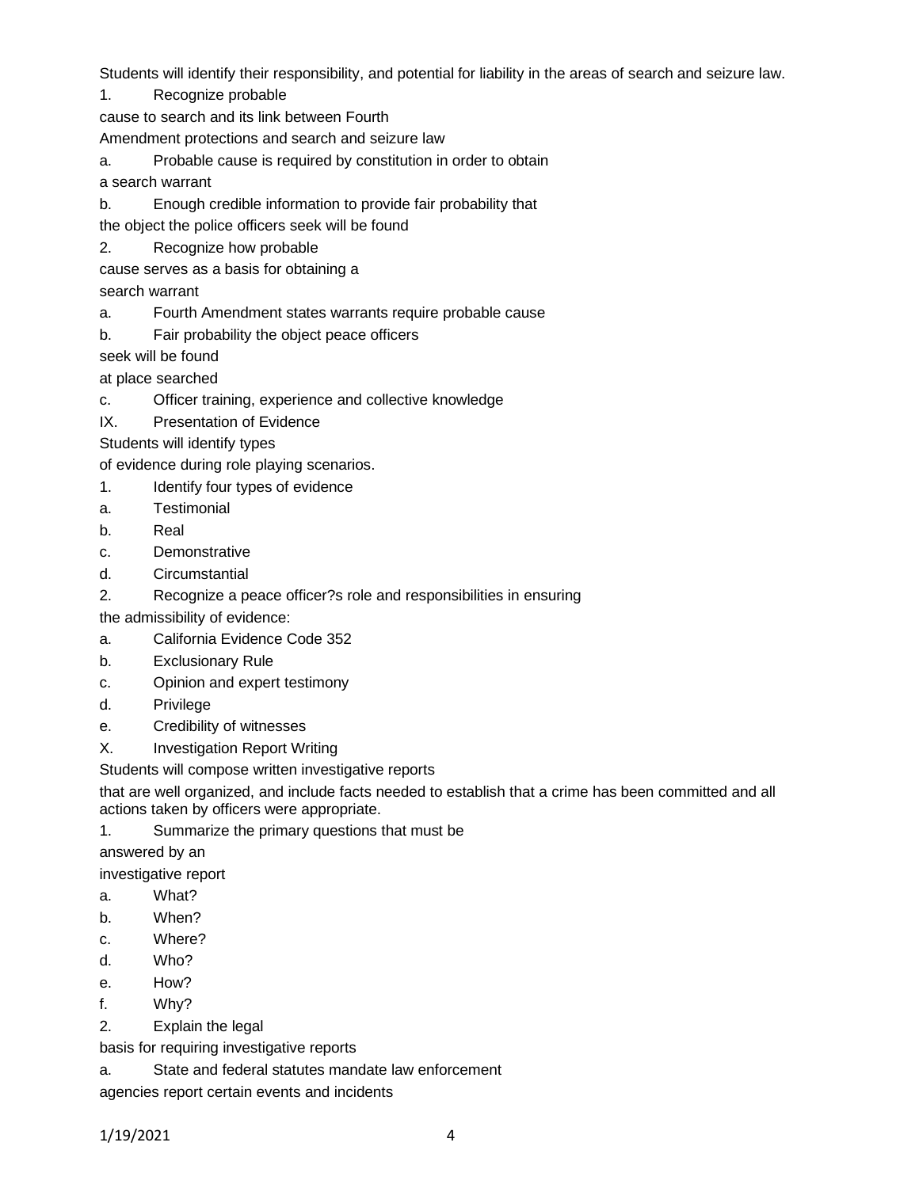Students will identify their responsibility, and potential for liability in the areas of search and seizure law.

1. Recognize probable cause to search and its link between Fourth Amendment protections and search and seizure law
   a. Probable cause is required by constitution in order to obtain a search warrant
   b. Enough credible information to provide fair probability that the object the police officers seek will be found
2. Recognize how probable cause serves as a basis for obtaining a search warrant
   a. Fourth Amendment states warrants require probable cause
   b. Fair probability the object peace officers seek will be found at place searched
   c. Officer training, experience and collective knowledge

IX. Presentation of Evidence

Students will identify types of evidence during role playing scenarios.

1. Identify four types of evidence
   a. Testimonial
   b. Real
   c. Demonstrative
   d. Circumstantial
2. Recognize a peace officer?s role and responsibilities in ensuring the admissibility of evidence:
   a. California Evidence Code 352
   b. Exclusionary Rule
   c. Opinion and expert testimony
   d. Privilege
   e. Credibility of witnesses

X. Investigation Report Writing

Students will compose written investigative reports that are well organized, and include facts needed to establish that a crime has been committed and all actions taken by officers were appropriate.

1. Summarize the primary questions that must be answered by an investigative report
   a. What?
   b. When?
   c. Where?
   d. Who?
   e. How?
   f. Why?
2. Explain the legal basis for requiring investigative reports
   a. State and federal statutes mandate law enforcement agencies report certain events and incidents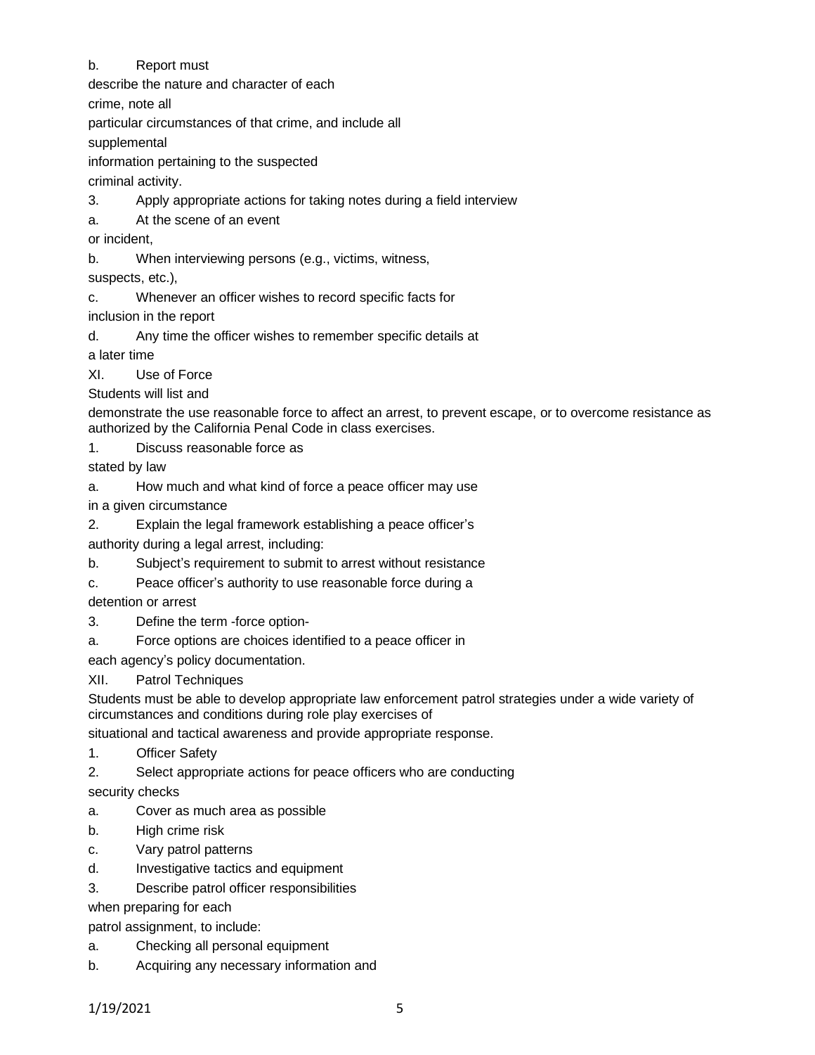b. Report must describe the nature and character of each crime, note all particular circumstances of that crime, and include all supplemental information pertaining to the suspected criminal activity.

3. Apply appropriate actions for taking notes during a field interview
   a. At the scene of an event or incident,
   b. When interviewing persons (e.g., victims, witness, suspects, etc.),
   c. Whenever an officer wishes to record specific facts for inclusion in the report
   d. Any time the officer wishes to remember specific details at a later time

XI. Use of Force

Students will list and demonstrate the use reasonable force to affect an arrest, to prevent escape, or to overcome resistance as authorized by the California Penal Code in class exercises.

1. Discuss reasonable force as stated by law
   a. How much and what kind of force a peace officer may use in a given circumstance
2. Explain the legal framework establishing a peace officer's authority during a legal arrest, including:
   b. Subject's requirement to submit to arrest without resistance
   c. Peace officer's authority to use reasonable force during a detention or arrest
3. Define the term -force option-
   a. Force options are choices identified to a peace officer in each agency's policy documentation.

XII. Patrol Techniques

Students must be able to develop appropriate law enforcement patrol strategies under a wide variety of circumstances and conditions during role play exercises of situational and tactical awareness and provide appropriate response.

1. Officer Safety
2. Select appropriate actions for peace officers who are conducting security checks
   a. Cover as much area as possible
   b. High crime risk
   c. Vary patrol patterns
   d. Investigative tactics and equipment
3. Describe patrol officer responsibilities when preparing for each patrol assignment, to include:
   a. Checking all personal equipment
   b. Acquiring any necessary information and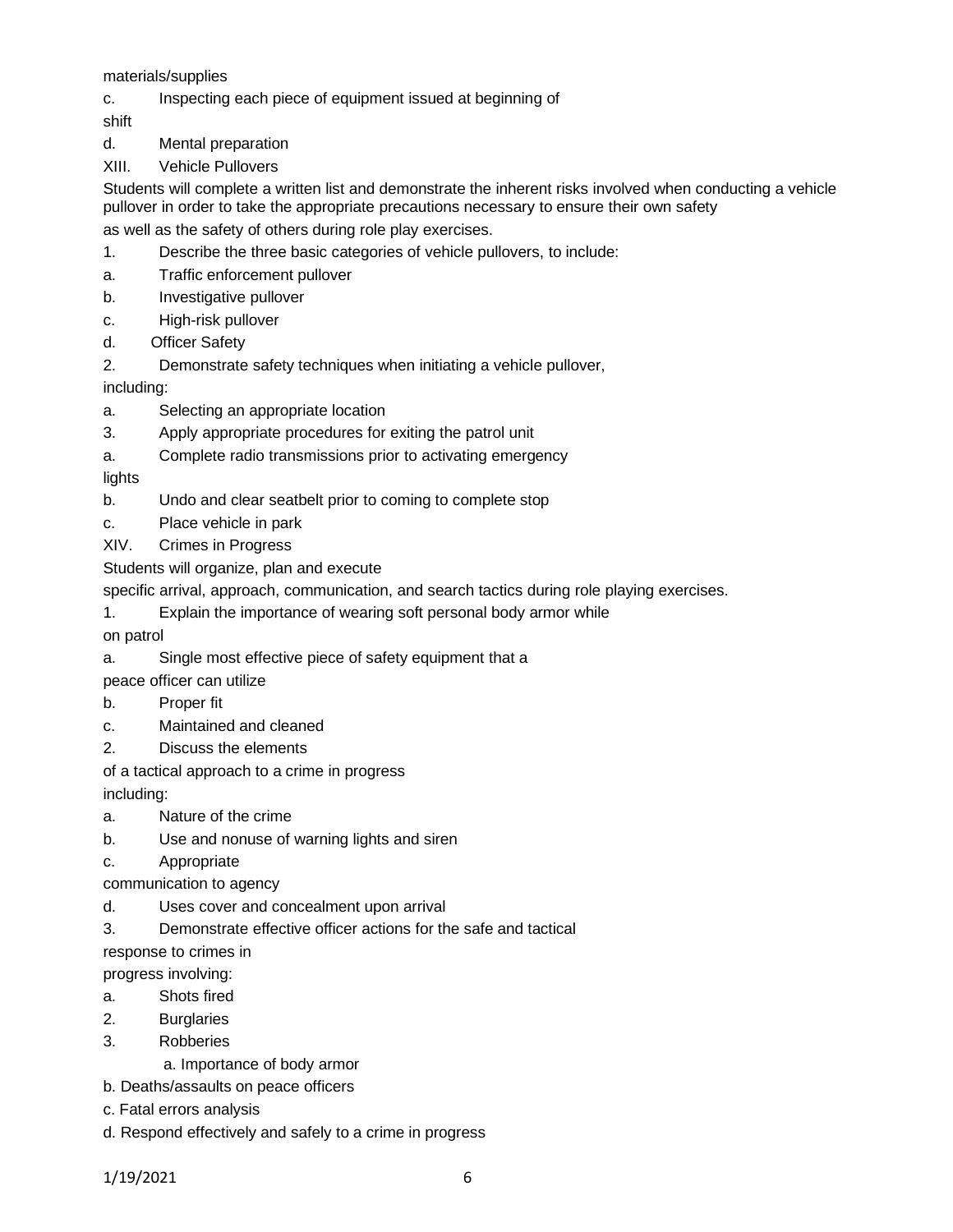materials/supplies

c. Inspecting each piece of equipment issued at beginning of shift

d. Mental preparation

XIII. Vehicle Pullovers

Students will complete a written list and demonstrate the inherent risks involved when conducting a vehicle pullover in order to take the appropriate precautions necessary to ensure their own safety as well as the safety of others during role play exercises.

1. Describe the three basic categories of vehicle pullovers, to include:

a. Traffic enforcement pullover

b. Investigative pullover

c. High-risk pullover

d. Officer Safety

2. Demonstrate safety techniques when initiating a vehicle pullover, including:

a. Selecting an appropriate location

3. Apply appropriate procedures for exiting the patrol unit

a. Complete radio transmissions prior to activating emergency lights

b. Undo and clear seatbelt prior to coming to complete stop

c. Place vehicle in park

XIV. Crimes in Progress

Students will organize, plan and execute specific arrival, approach, communication, and search tactics during role playing exercises.

1. Explain the importance of wearing soft personal body armor while on patrol

a. Single most effective piece of safety equipment that a peace officer can utilize

b. Proper fit

c. Maintained and cleaned

2. Discuss the elements of a tactical approach to a crime in progress including:

a. Nature of the crime

b. Use and nonuse of warning lights and siren

c. Appropriate communication to agency

d. Uses cover and concealment upon arrival

3. Demonstrate effective officer actions for the safe and tactical response to crimes in progress involving:

a. Shots fired

2. Burglaries

3. Robberies

a. Importance of body armor

b. Deaths/assaults on peace officers

c. Fatal errors analysis

d. Respond effectively and safely to a crime in progress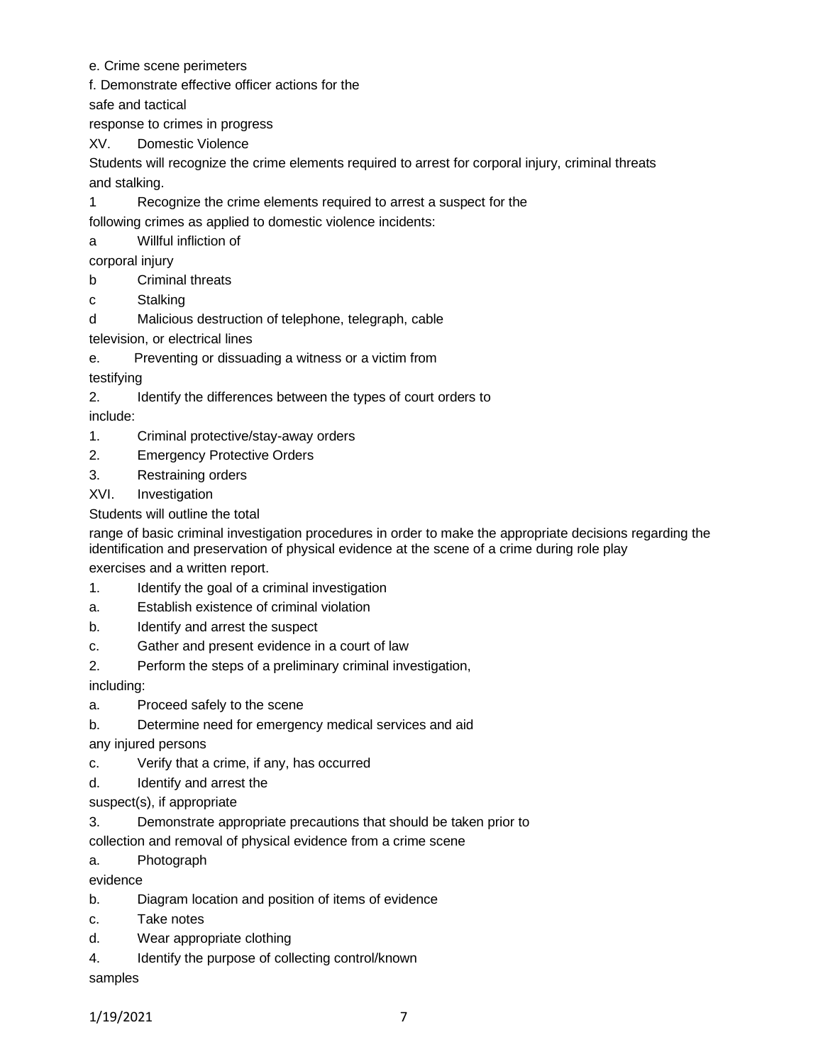e. Crime scene perimeters

f. Demonstrate effective officer actions for the safe and tactical response to crimes in progress

XV. Domestic Violence

Students will recognize the crime elements required to arrest for corporal injury, criminal threats and stalking.

1 Recognize the crime elements required to arrest a suspect for the following crimes as applied to domestic violence incidents:

a Willful infliction of corporal injury

b Criminal threats

c Stalking

d Malicious destruction of telephone, telegraph, cable television, or electrical lines

e. Preventing or dissuading a witness or a victim from testifying

2. Identify the differences between the types of court orders to include:

1. Criminal protective/stay-away orders
2. Emergency Protective Orders
3. Restraining orders

XVI. Investigation

Students will outline the total range of basic criminal investigation procedures in order to make the appropriate decisions regarding the identification and preservation of physical evidence at the scene of a crime during role play exercises and a written report.

1. Identify the goal of a criminal investigation

a. Establish existence of criminal violation

b. Identify and arrest the suspect

c. Gather and present evidence in a court of law

2. Perform the steps of a preliminary criminal investigation, including:

a. Proceed safely to the scene

b. Determine need for emergency medical services and aid any injured persons

c. Verify that a crime, if any, has occurred

d. Identify and arrest the suspect(s), if appropriate

3. Demonstrate appropriate precautions that should be taken prior to collection and removal of physical evidence from a crime scene

a. Photograph evidence

b. Diagram location and position of items of evidence

c. Take notes

d. Wear appropriate clothing

4. Identify the purpose of collecting control/known samples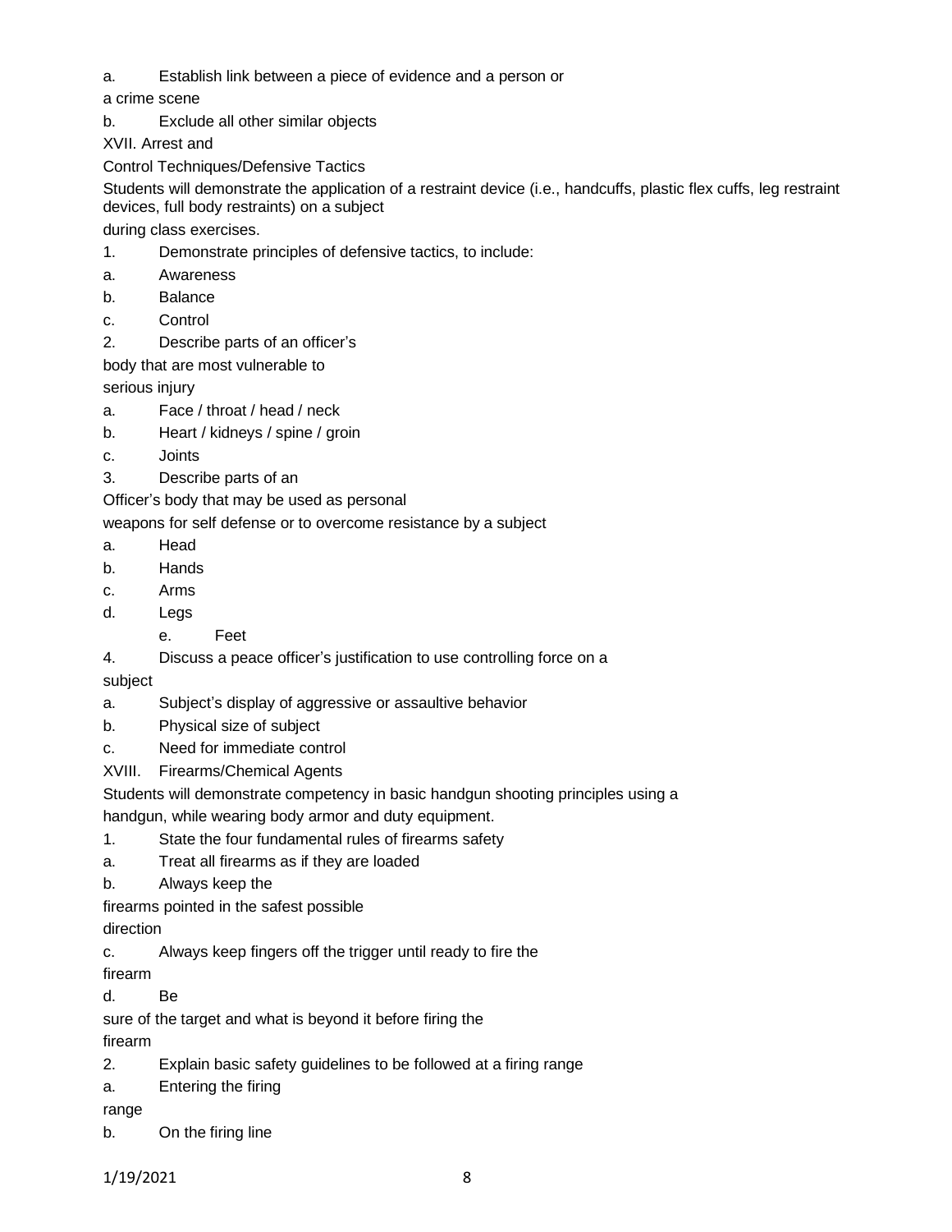a. Establish link between a piece of evidence and a person or a crime scene

b. Exclude all other similar objects

XVII. Arrest and Control Techniques/Defensive Tactics

Students will demonstrate the application of a restraint device (i.e., handcuffs, plastic flex cuffs, leg restraint devices, full body restraints) on a subject during class exercises.

1. Demonstrate principles of defensive tactics, to include:
   a. Awareness
   b. Balance
   c. Control
2. Describe parts of an officer's body that are most vulnerable to serious injury
   a. Face / throat / head / neck
   b. Heart / kidneys / spine / groin
   c. Joints
3. Describe parts of an Officer's body that may be used as personal weapons for self defense or to overcome resistance by a subject
   a. Head
   b. Hands
   c. Arms
   d. Legs
   e. Feet
4. Discuss a peace officer's justification to use controlling force on a subject
   a. Subject's display of aggressive or assaultive behavior
   b. Physical size of subject
   c. Need for immediate control

XVIII. Firearms/Chemical Agents

Students will demonstrate competency in basic handgun shooting principles using a handgun, while wearing body armor and duty equipment.

1. State the four fundamental rules of firearms safety
   a. Treat all firearms as if they are loaded
   b. Always keep the firearms pointed in the safest possible direction
   c. Always keep fingers off the trigger until ready to fire the firearm
   d. Be sure of the target and what is beyond it before firing the firearm
2. Explain basic safety guidelines to be followed at a firing range
   a. Entering the firing range
   b. On the firing line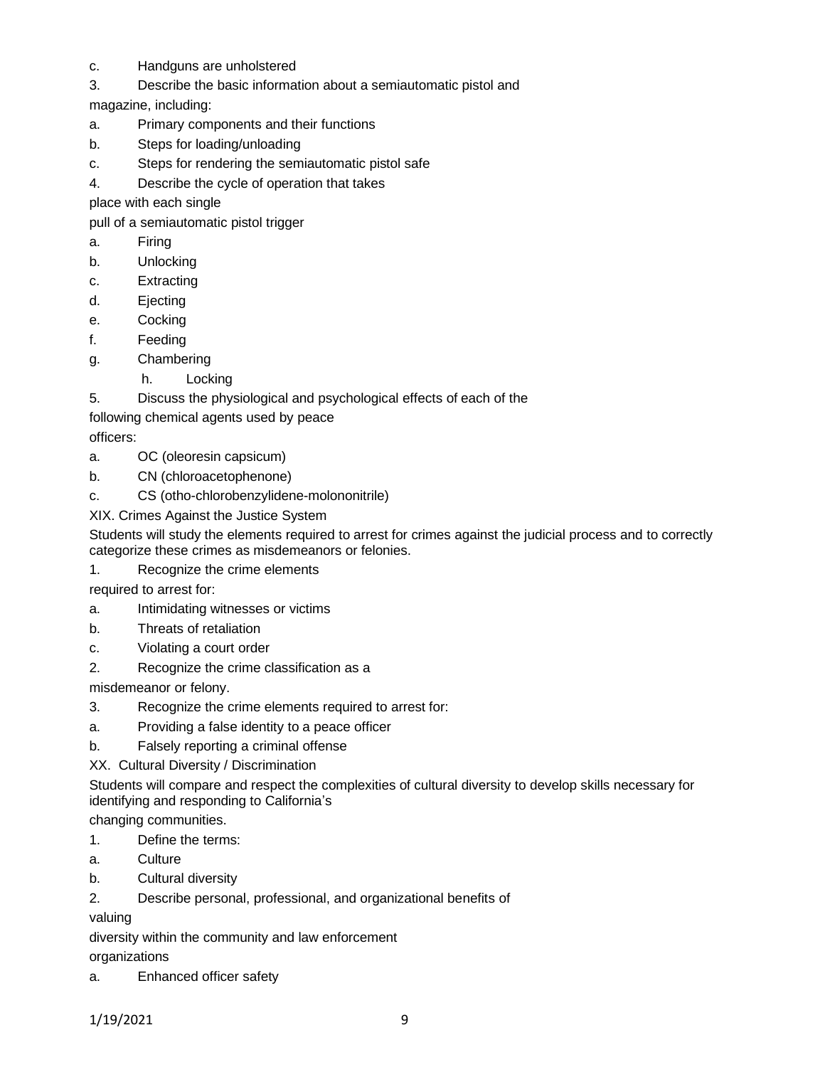c. Handguns are unholstered

3. Describe the basic information about a semiautomatic pistol and magazine, including:

a. Primary components and their functions

b. Steps for loading/unloading

c. Steps for rendering the semiautomatic pistol safe

4. Describe the cycle of operation that takes place with each single pull of a semiautomatic pistol trigger

a. Firing

b. Unlocking

c. Extracting

d. Ejecting

e. Cocking

f. Feeding

g. Chambering

h. Locking

5. Discuss the physiological and psychological effects of each of the following chemical agents used by peace officers:

a. OC (oleoresin capsicum)

b. CN (chloroacetophenone)

c. CS (otho-chlorobenzylidene-molononitrile)

XIX. Crimes Against the Justice System

Students will study the elements required to arrest for crimes against the judicial process and to correctly categorize these crimes as misdemeanors or felonies.

1. Recognize the crime elements required to arrest for:

a. Intimidating witnesses or victims

b. Threats of retaliation

c. Violating a court order

2. Recognize the crime classification as a misdemeanor or felony.

3. Recognize the crime elements required to arrest for:

a. Providing a false identity to a peace officer

b. Falsely reporting a criminal offense

XX. Cultural Diversity / Discrimination

Students will compare and respect the complexities of cultural diversity to develop skills necessary for identifying and responding to California's changing communities.

1. Define the terms:

a. Culture

b. Cultural diversity

2. Describe personal, professional, and organizational benefits of valuing diversity within the community and law enforcement organizations

a. Enhanced officer safety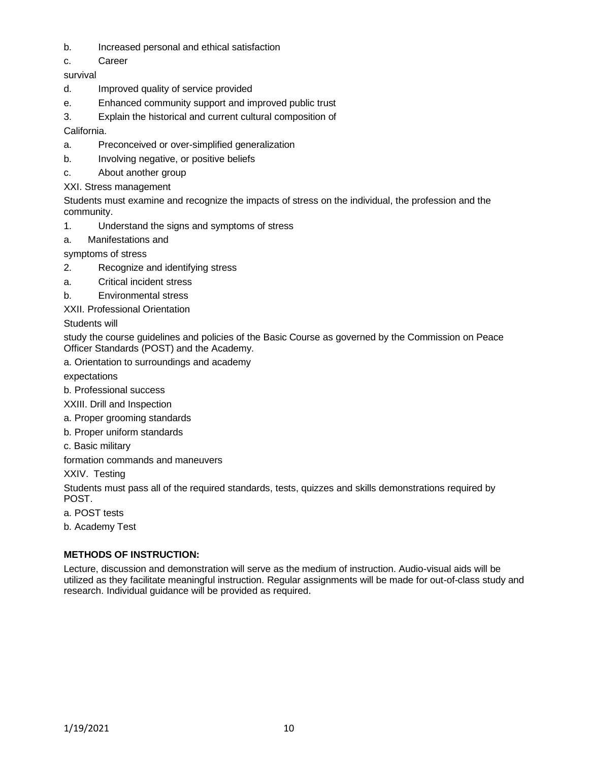b. Increased personal and ethical satisfaction

c. Career survival

d. Improved quality of service provided

e. Enhanced community support and improved public trust

3. Explain the historical and current cultural composition of California.

a. Preconceived or over-simplified generalization

b. Involving negative, or positive beliefs

c. About another group

XXI. Stress management

Students must examine and recognize the impacts of stress on the individual, the profession and the community.

1. Understand the signs and symptoms of stress

a. Manifestations and symptoms of stress

2. Recognize and identifying stress

a. Critical incident stress

b. Environmental stress

XXII. Professional Orientation

Students will study the course guidelines and policies of the Basic Course as governed by the Commission on Peace Officer Standards (POST) and the Academy.

a. Orientation to surroundings and academy expectations

b. Professional success

XXIII. Drill and Inspection

a. Proper grooming standards

b. Proper uniform standards

c. Basic military formation commands and maneuvers

XXIV. Testing

Students must pass all of the required standards, tests, quizzes and skills demonstrations required by POST.

a. POST tests

b. Academy Test

**METHODS OF INSTRUCTION:**

Lecture, discussion and demonstration will serve as the medium of instruction. Audio-visual aids will be utilized as they facilitate meaningful instruction. Regular assignments will be made for out-of-class study and research. Individual guidance will be provided as required.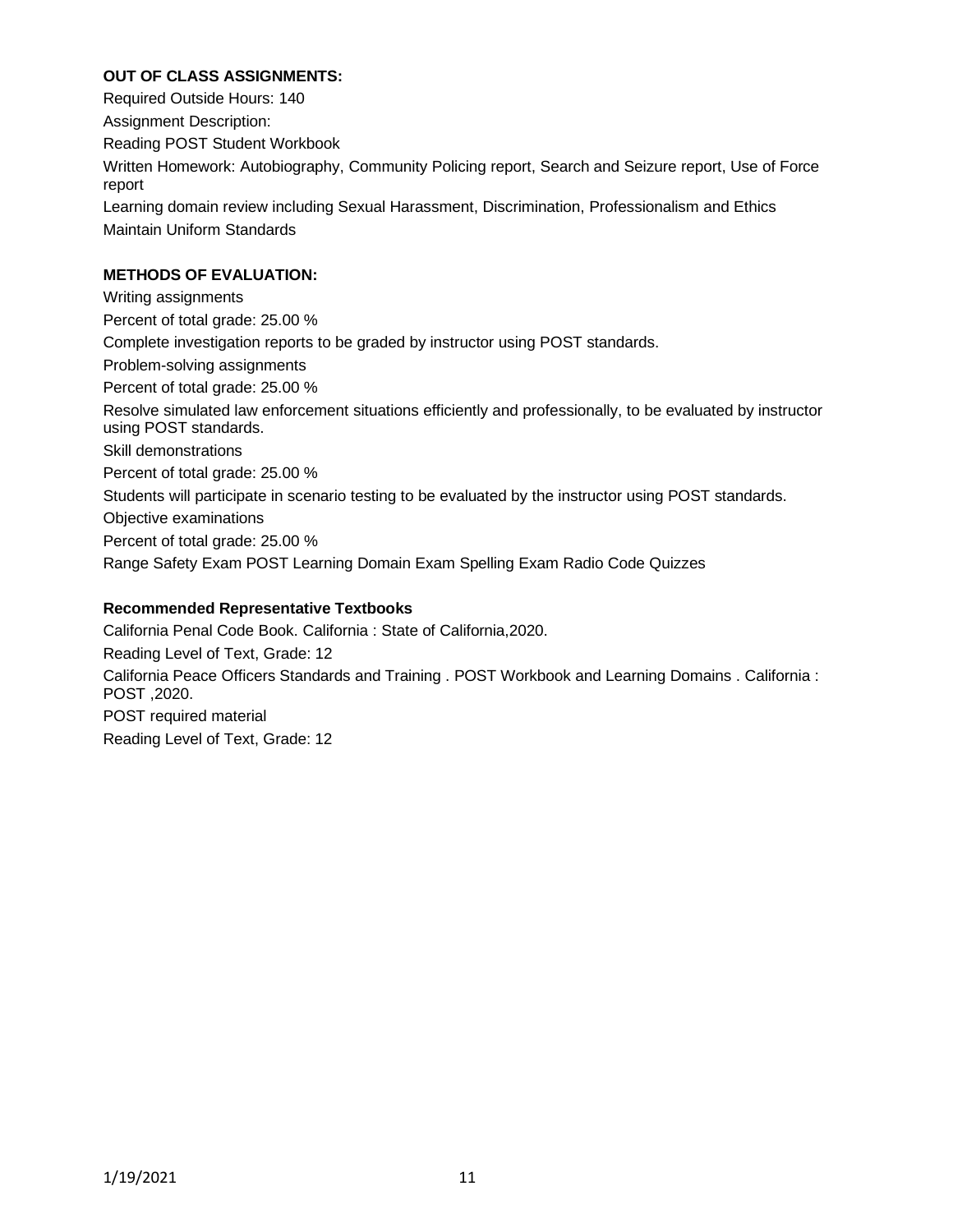**OUT OF CLASS ASSIGNMENTS:**

Required Outside Hours: 140

Assignment Description:

Reading POST Student Workbook

Written Homework: Autobiography, Community Policing report, Search and Seizure report, Use of Force report

Learning domain review including Sexual Harassment, Discrimination, Professionalism and Ethics

Maintain Uniform Standards

**METHODS OF EVALUATION:**

Writing assignments

Percent of total grade: 25.00 %

Complete investigation reports to be graded by instructor using POST standards.

Problem-solving assignments

Percent of total grade: 25.00 %

Resolve simulated law enforcement situations efficiently and professionally, to be evaluated by instructor using POST standards.

Skill demonstrations

Percent of total grade: 25.00 %

Students will participate in scenario testing to be evaluated by the instructor using POST standards.

Objective examinations

Percent of total grade: 25.00 %

Range Safety Exam POST Learning Domain Exam Spelling Exam Radio Code Quizzes

**Recommended Representative Textbooks**

California Penal Code Book. California : State of California,2020.

Reading Level of Text, Grade: 12

California Peace Officers Standards and Training . POST Workbook and Learning Domains . California : POST ,2020.

POST required material

Reading Level of Text, Grade: 12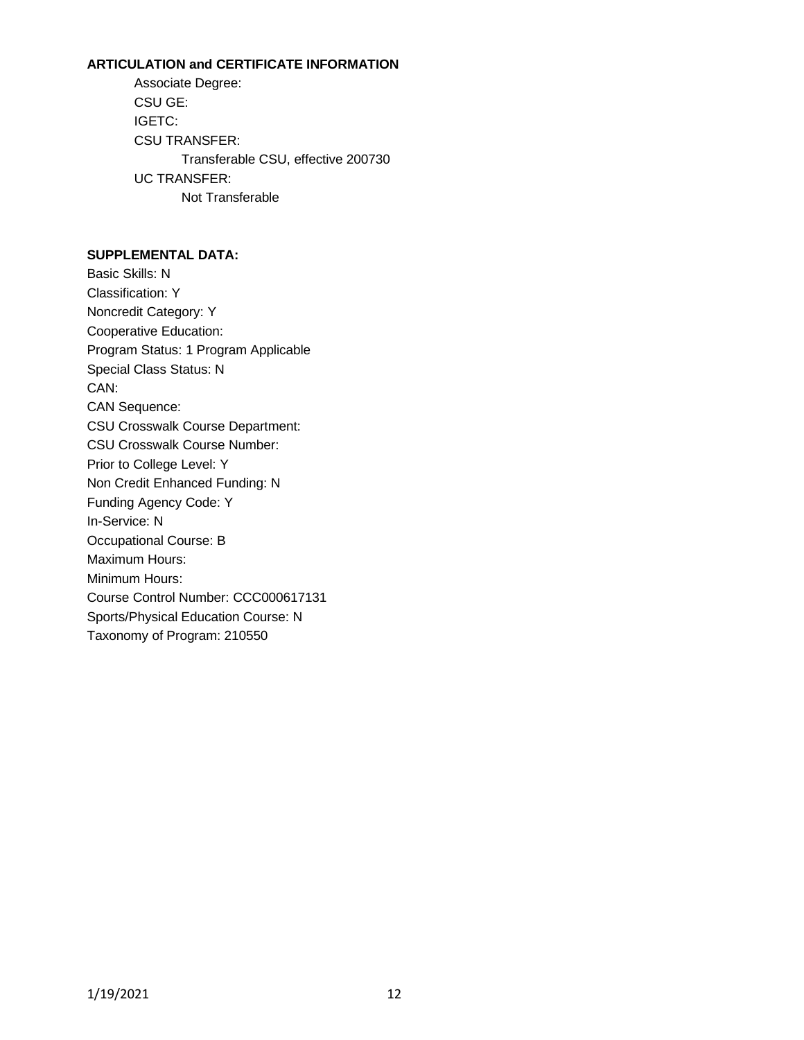**ARTICULATION and CERTIFICATE INFORMATION**

Associate Degree:

CSU GE:

IGETC:

CSU TRANSFER:

Transferable CSU, effective 200730

UC TRANSFER:

Not Transferable

**SUPPLEMENTAL DATA:**

Basic Skills: N
Classification: Y
Noncredit Category: Y
Cooperative Education:
Program Status: 1 Program Applicable
Special Class Status: N
CAN:
CAN Sequence:
CSU Crosswalk Course Department:
CSU Crosswalk Course Number:
Prior to College Level: Y
Non Credit Enhanced Funding: N
Funding Agency Code: Y
In-Service: N
Occupational Course: B
Maximum Hours:
Minimum Hours:
Course Control Number: CCC000617131
Sports/Physical Education Course: N
Taxonomy of Program: 210550